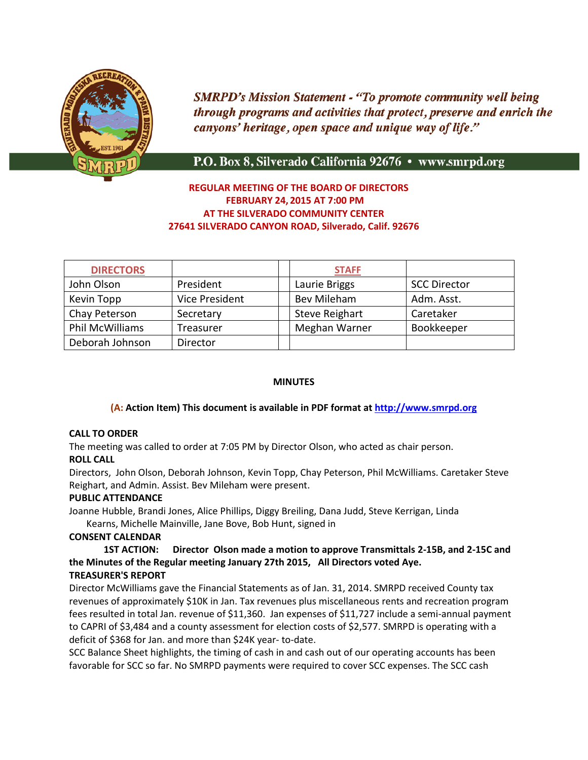*SMRPD's Mission Statement - "To promote community well being through programs and activities that protect, preserve and enrich the canyons' heritage, open space and unique way of life."*

**P.O. Box 8, Silverado California 92676 • www.smrpd.org**

**REGULAR MEETING OF THE BOARD OF DIRECTORS**
**FEBRUARY 24, 2015 AT 7:00 PM**
**AT THE SILVERADO COMMUNITY CENTER**
**27641 SILVERADO CANYON ROAD, Silverado, Calif. 92676**

| DIRECTORS | | | STAFF | |
|---|---|---|---|---|
| John Olson | President | | Laurie Briggs | SCC Director |
| Kevin Topp | Vice President | | Bev Mileham | Adm. Asst. |
| Chay Peterson | Secretary | | Steve Reighart | Caretaker |
| Phil McWilliams | Treasurer | | Meghan Warner | Bookkeeper |
| Deborah Johnson | Director | | | |

**MINUTES**

**(A: Action Item) This document is available in PDF format at http://www.smrpd.org**

**CALL TO ORDER**

The meeting was called to order at 7:05 PM by Director Olson, who acted as chair person.

**ROLL CALL**

Directors, John Olson, Deborah Johnson, Kevin Topp, Chay Peterson, Phil McWilliams. Caretaker Steve Reighart, and Admin. Assist. Bev Mileham were present.

**PUBLIC ATTENDANCE**

Joanne Hubble, Brandi Jones, Alice Phillips, Diggy Breiling, Dana Judd, Steve Kerrigan, Linda Kearns, Michelle Mainville, Jane Bove, Bob Hunt, signed in

**CONSENT CALENDAR**

**1ST ACTION: Director Olson made a motion to approve Transmittals 2-15B, and 2-15C and the Minutes of the Regular meeting January 27th 2015, All Directors voted Aye.**

**TREASURER'S REPORT**

Director McWilliams gave the Financial Statements as of Jan. 31, 2014. SMRPD received County tax revenues of approximately $10K in Jan. Tax revenues plus miscellaneous rents and recreation program fees resulted in total Jan. revenue of $11,360. Jan expenses of $11,727 include a semi-annual payment to CAPRI of $3,484 and a county assessment for election costs of $2,577. SMRPD is operating with a deficit of $368 for Jan. and more than $24K year- to-date.

SCC Balance Sheet highlights, the timing of cash in and cash out of our operating accounts has been favorable for SCC so far. No SMRPD payments were required to cover SCC expenses. The SCC cash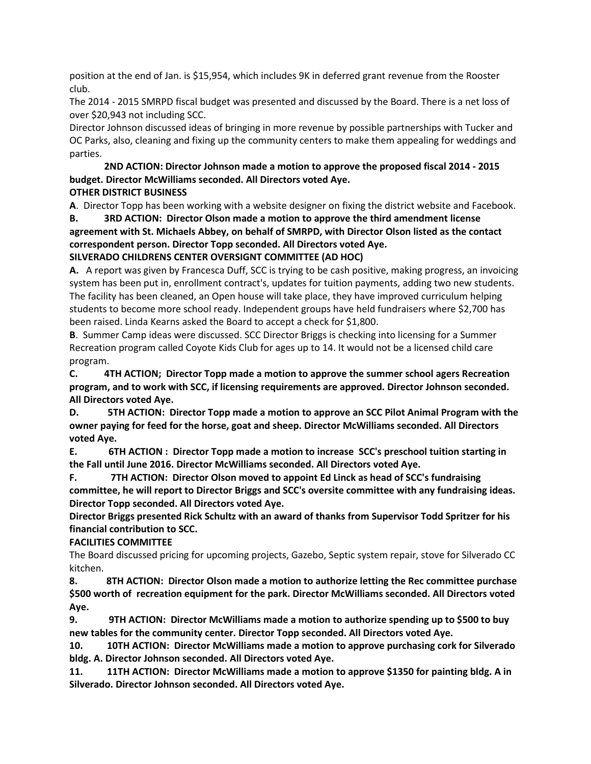position at the end of Jan. is $15,954, which includes 9K in deferred grant revenue from the Rooster club.

The 2014 - 2015 SMRPD fiscal budget was presented and discussed by the Board. There is a net loss of over $20,943 not including SCC.

Director Johnson discussed ideas of bringing in more revenue by possible partnerships with Tucker and OC Parks, also, cleaning and fixing up the community centers to make them appealing for weddings and parties.

**2ND ACTION: Director Johnson made a motion to approve the proposed fiscal 2014 - 2015 budget. Director McWilliams seconded. All Directors voted Aye.**

**OTHER DISTRICT BUSINESS**

**A**. Director Topp has been working with a website designer on fixing the district website and Facebook.

**B. 3RD ACTION: Director Olson made a motion to approve the third amendment license agreement with St. Michaels Abbey, on behalf of SMRPD, with Director Olson listed as the contact correspondent person. Director Topp seconded. All Directors voted Aye.**

**SILVERADO CHILDRENS CENTER OVERSIGNT COMMITTEE (AD HOC)**

**A.** A report was given by Francesca Duff, SCC is trying to be cash positive, making progress, an invoicing system has been put in, enrollment contract's, updates for tuition payments, adding two new students. The facility has been cleaned, an Open house will take place, they have improved curriculum helping students to become more school ready. Independent groups have held fundraisers where $2,700 has been raised. Linda Kearns asked the Board to accept a check for $1,800.

**B**. Summer Camp ideas were discussed. SCC Director Briggs is checking into licensing for a Summer Recreation program called Coyote Kids Club for ages up to 14. It would not be a licensed child care program.

**C. 4TH ACTION; Director Topp made a motion to approve the summer school agers Recreation program, and to work with SCC, if licensing requirements are approved. Director Johnson seconded. All Directors voted Aye.**

**D. 5TH ACTION: Director Topp made a motion to approve an SCC Pilot Animal Program with the owner paying for feed for the horse, goat and sheep. Director McWilliams seconded. All Directors voted Aye.**

**E. 6TH ACTION : Director Topp made a motion to increase SCC's preschool tuition starting in the Fall until June 2016. Director McWilliams seconded. All Directors voted Aye.**

**F. 7TH ACTION: Director Olson moved to appoint Ed Linck as head of SCC's fundraising committee, he will report to Director Briggs and SCC's oversite committee with any fundraising ideas. Director Topp seconded. All Directors voted Aye.**

**Director Briggs presented Rick Schultz with an award of thanks from Supervisor Todd Spritzer for his financial contribution to SCC.**

**FACILITIES COMMITTEE**

The Board discussed pricing for upcoming projects, Gazebo, Septic system repair, stove for Silverado CC kitchen.

**8. 8TH ACTION: Director Olson made a motion to authorize letting the Rec committee purchase $500 worth of recreation equipment for the park. Director McWilliams seconded. All Directors voted Aye.**

**9. 9TH ACTION: Director McWilliams made a motion to authorize spending up to $500 to buy new tables for the community center. Director Topp seconded. All Directors voted Aye.**

**10. 10TH ACTION: Director McWilliams made a motion to approve purchasing cork for Silverado bldg. A. Director Johnson seconded. All Directors voted Aye.**

**11. 11TH ACTION: Director McWilliams made a motion to approve $1350 for painting bldg. A in Silverado. Director Johnson seconded. All Directors voted Aye.**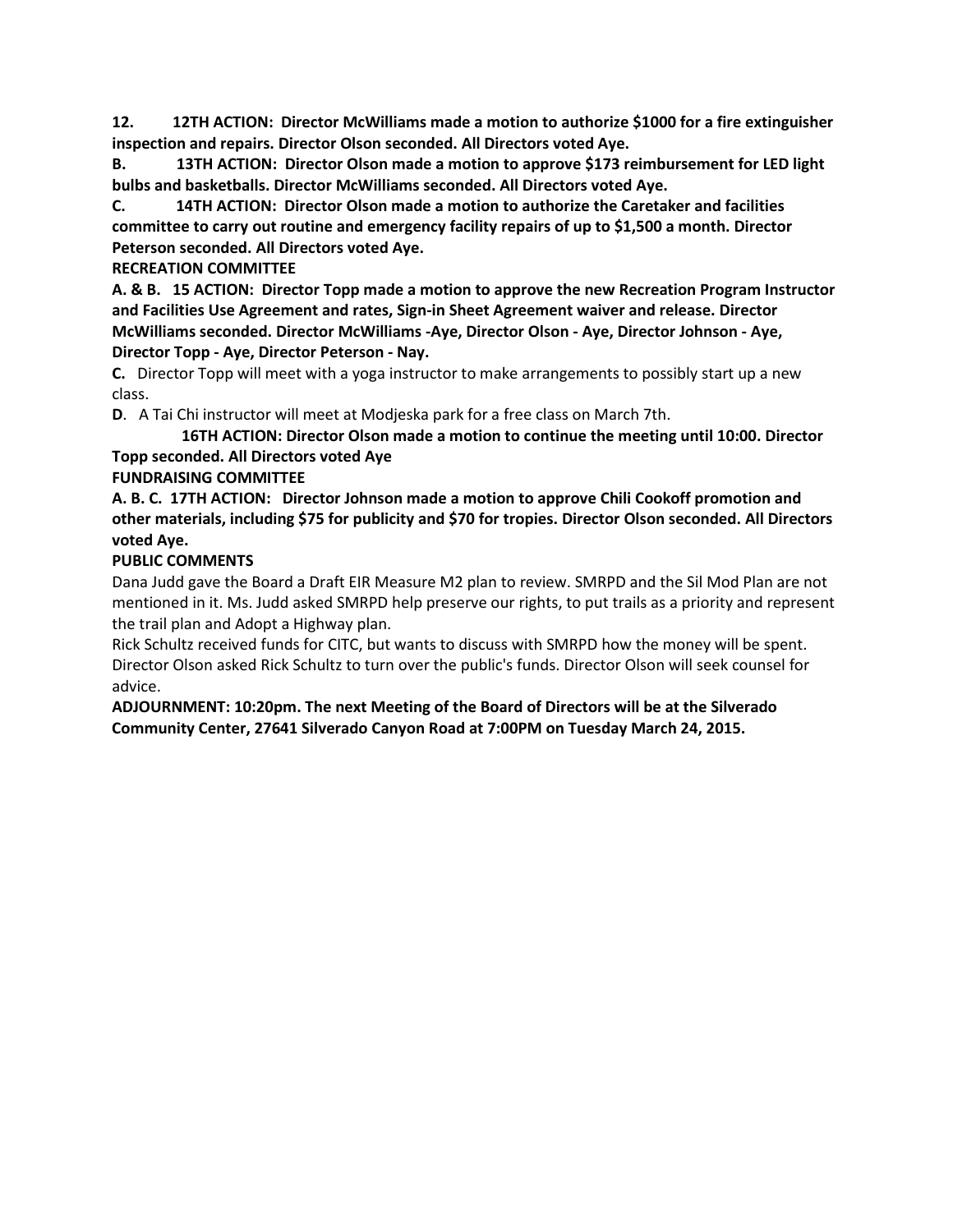**12. 12TH ACTION: Director McWilliams made a motion to authorize $1000 for a fire extinguisher inspection and repairs. Director Olson seconded. All Directors voted Aye.**

**B. 13TH ACTION: Director Olson made a motion to approve $173 reimbursement for LED light bulbs and basketballs. Director McWilliams seconded. All Directors voted Aye.**

**C. 14TH ACTION: Director Olson made a motion to authorize the Caretaker and facilities committee to carry out routine and emergency facility repairs of up to $1,500 a month. Director Peterson seconded. All Directors voted Aye.**

**RECREATION COMMITTEE**

**A. & B. 15 ACTION: Director Topp made a motion to approve the new Recreation Program Instructor and Facilities Use Agreement and rates, Sign-in Sheet Agreement waiver and release. Director McWilliams seconded. Director McWilliams -Aye, Director Olson - Aye, Director Johnson - Aye, Director Topp - Aye, Director Peterson - Nay.**

**C.** Director Topp will meet with a yoga instructor to make arrangements to possibly start up a new class.

**D**. A Tai Chi instructor will meet at Modjeska park for a free class on March 7th.

**16TH ACTION: Director Olson made a motion to continue the meeting until 10:00. Director Topp seconded. All Directors voted Aye**

**FUNDRAISING COMMITTEE**

**A. B. C. 17TH ACTION: Director Johnson made a motion to approve Chili Cookoff promotion and other materials, including $75 for publicity and $70 for tropies. Director Olson seconded. All Directors voted Aye.**

**PUBLIC COMMENTS**

Dana Judd gave the Board a Draft EIR Measure M2 plan to review. SMRPD and the Sil Mod Plan are not mentioned in it. Ms. Judd asked SMRPD help preserve our rights, to put trails as a priority and represent the trail plan and Adopt a Highway plan.

Rick Schultz received funds for CITC, but wants to discuss with SMRPD how the money will be spent. Director Olson asked Rick Schultz to turn over the public's funds. Director Olson will seek counsel for advice.

**ADJOURNMENT: 10:20pm. The next Meeting of the Board of Directors will be at the Silverado Community Center, 27641 Silverado Canyon Road at 7:00PM on Tuesday March 24, 2015.**